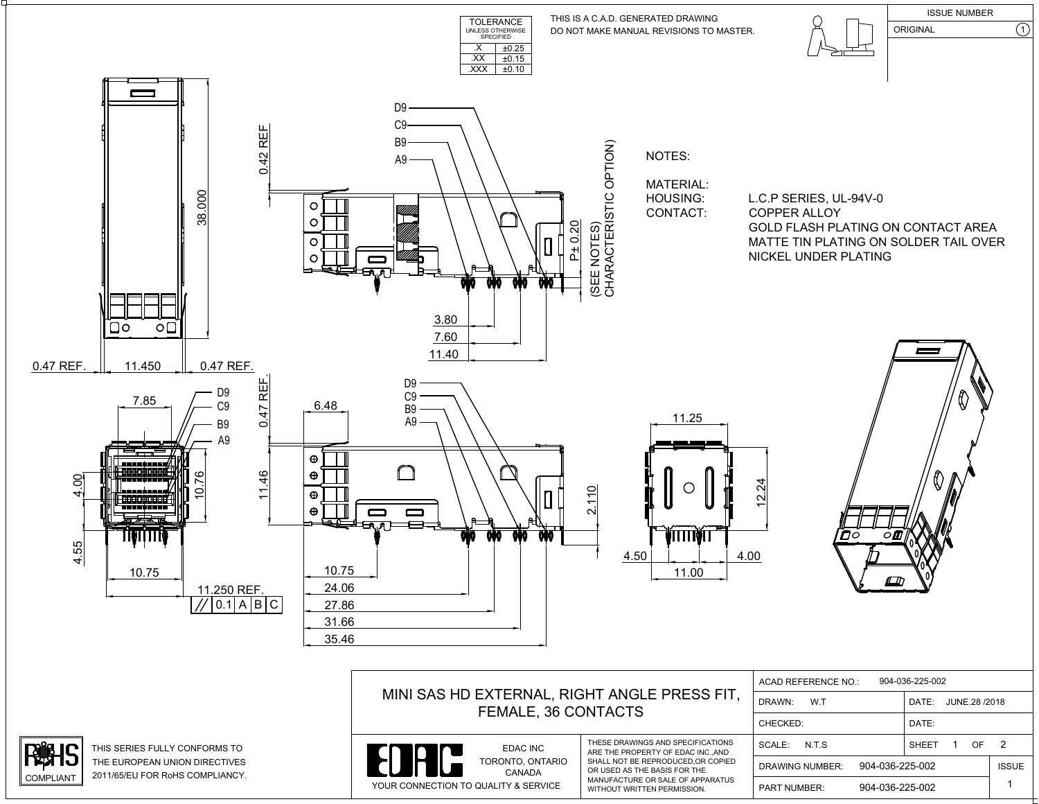| TOLERANCE UNLESS OTHERWISE SPECIFIED | |
|---|---|
| .X | ±0.25 |
| .XX | ±0.15 |
| .XXX | ±0.10 |

THIS IS A C.A.D. GENERATED DRAWING
DO NOT MAKE MANUAL REVISIONS TO MASTER.

| ISSUE NUMBER | |
|---|---|
| ORIGINAL | 1 |

NOTES:

MATERIAL:

HOUSING: L.C.P SERIES, UL-94V-0

CONTACT: COPPER ALLOY
GOLD FLASH PLATING ON CONTACT AREA
MATTE TIN PLATING ON SOLDER TAIL OVER
NICKEL UNDER PLATING

D9, C9, B9, A9

0.42 REF

P± 0.20 (SEE NOTES) CHARACTERISTIC OPTION)

3.80
7.60
11.40

38.000

0.47 REF. 11.450 0.47 REF.

7.85

4.00
10.76
4.55
10.75
11.250 REF.

| // | 0.1 | A | B | C |
|---|---|---|---|---|

0.47 REF.
6.48
11.46
2.110

10.75
24.06
27.86
31.66
35.46

11.25
12.24
4.50 4.00
11.00

MINI SAS HD EXTERNAL, RIGHT ANGLE PRESS FIT, FEMALE, 36 CONTACTS

EDAC INC
TORONTO, ONTARIO
CANADA
YOUR CONNECTION TO QUALITY & SERVICE

THESE DRAWINGS AND SPECIFICATIONS ARE THE PROPERTY OF EDAC INC.,AND SHALL NOT BE REPRODUCED,OR COPIED OR USED AS THE BASIS FOR THE MANUFACTURE OR SALE OF APPARATUS WITHOUT WRITTEN PERMISSION.

| ACAD REFERENCE NO.: 904-036-225-002 | | |
|---|---|---|
| DRAWN: W.T | DATE: JUNE.28 /2018 | |
| CHECKED: | DATE: | |
| SCALE: N.T.S | SHEET 1 OF 2 | |
| DRAWING NUMBER: 904-036-225-002 | | ISSUE |
| PART NUMBER: 904-036-225-002 | | 1 |

RoHS COMPLIANT

THIS SERIES FULLY CONFORMS TO THE EUROPEAN UNION DIRECTIVES 2011/65/EU FOR RoHS COMPLIANCY.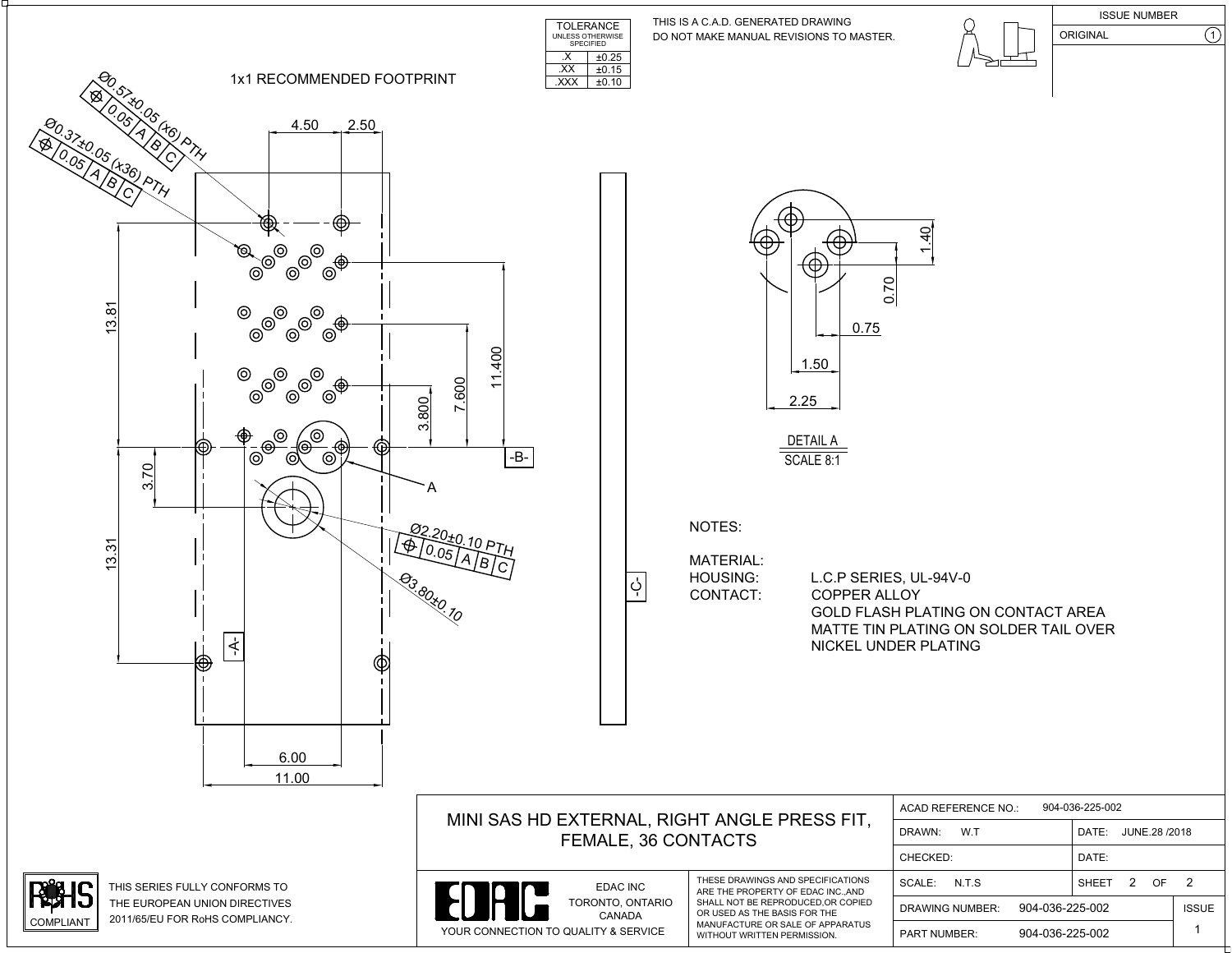| TOLERANCE UNLESS OTHERWISE SPECIFIED | |
|---|---|
| .X | ±0.25 |
| .XX | ±0.15 |
| .XXX | ±0.10 |

THIS IS A C.A.D. GENERATED DRAWING
DO NOT MAKE MANUAL REVISIONS TO MASTER.

| ISSUE NUMBER | |
|---|---|
| ORIGINAL | 1 |

1x1 RECOMMENDED FOOTPRINT

Ø0.57±0.05 (x6) PTH
⌖ 0.05 A B C

Ø0.37±0.05 (x36) PTH
⌖ 0.05 A B C

4.50
2.50
13.81
3.70
13.31
3.800
7.600
11.400
-B-
A
Ø2.20±0.10 PTH
⌖ 0.05 A B C
Ø3.80±0.10
-A-
6.00
11.00
-C-

1.40
0.70
0.75
1.50
2.25

DETAIL A
SCALE 8:1

NOTES:

MATERIAL:

| | |
|---|---|
| HOUSING: | L.C.P SERIES, UL-94V-0 |
| CONTACT: | COPPER ALLOY |
| | GOLD FLASH PLATING ON CONTACT AREA |
| | MATTE TIN PLATING ON SOLDER TAIL OVER |
| | NICKEL UNDER PLATING |

THIS SERIES FULLY CONFORMS TO THE EUROPEAN UNION DIRECTIVES 2011/65/EU FOR RoHS COMPLIANCY.

RoHS COMPLIANT

MINI SAS HD EXTERNAL, RIGHT ANGLE PRESS FIT, FEMALE, 36 CONTACTS

EDAC INC
TORONTO, ONTARIO
CANADA
YOUR CONNECTION TO QUALITY & SERVICE

THESE DRAWINGS AND SPECIFICATIONS ARE THE PROPERTY OF EDAC INC.,AND SHALL NOT BE REPRODUCED,OR COPIED OR USED AS THE BASIS FOR THE MANUFACTURE OR SALE OF APPARATUS WITHOUT WRITTEN PERMISSION.

| | | |
|---|---|---|
| ACAD REFERENCE NO.: 904-036-225-002 | | |
| DRAWN: W.T | DATE: JUNE.28 /2018 | |
| CHECKED: | DATE: | |
| SCALE: N.T.S | SHEET 2 OF 2 | |
| DRAWING NUMBER: 904-036-225-002 | | ISSUE |
| PART NUMBER: 904-036-225-002 | | 1 |